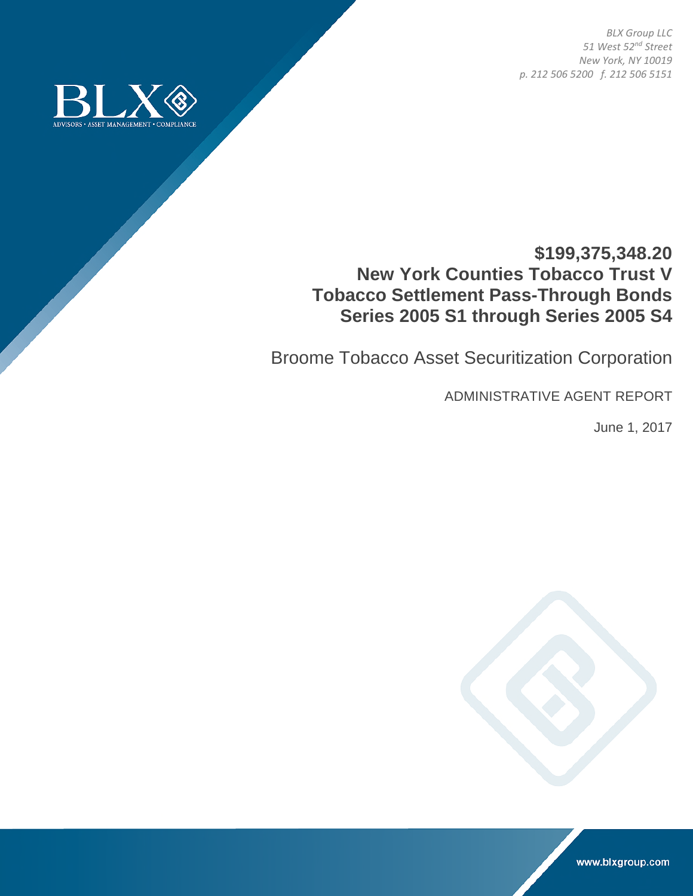*BLX Group LLC*
*51 West 52nd Street*
*New York, NY 10019*
*p. 212 506 5200 f. 212 506 5151*

BLX
ADVISORS • ASSET MANAGEMENT • COMPLIANCE

# $199,375,348.20
# New York Counties Tobacco Trust V
# Tobacco Settlement Pass-Through Bonds
# Series 2005 S1 through Series 2005 S4

## Broome Tobacco Asset Securitization Corporation

ADMINISTRATIVE AGENT REPORT

June 1, 2017

www.blxgroup.com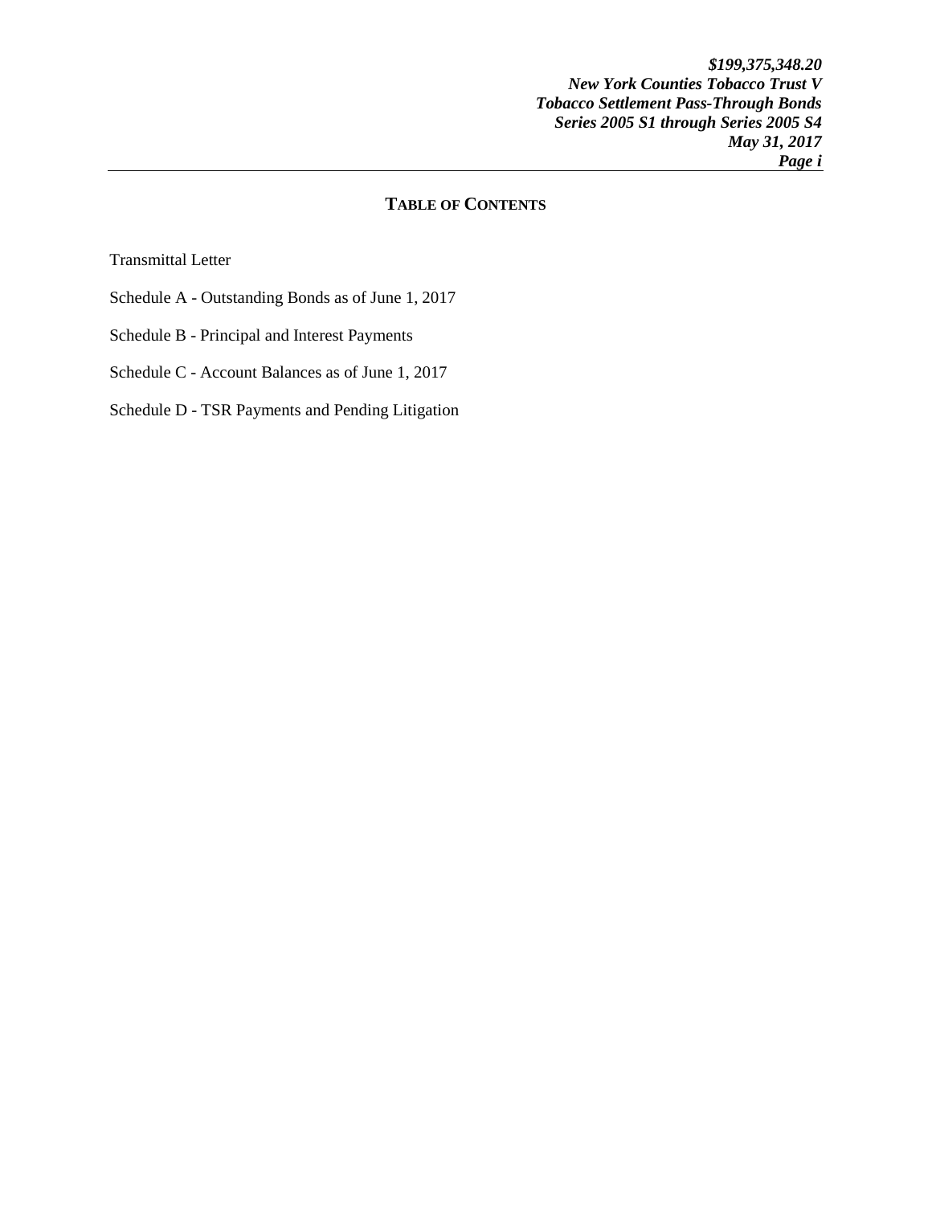## TABLE OF CONTENTS

Transmittal Letter

Schedule A - Outstanding Bonds as of June 1, 2017

Schedule B - Principal and Interest Payments

Schedule C - Account Balances as of June 1, 2017

Schedule D - TSR Payments and Pending Litigation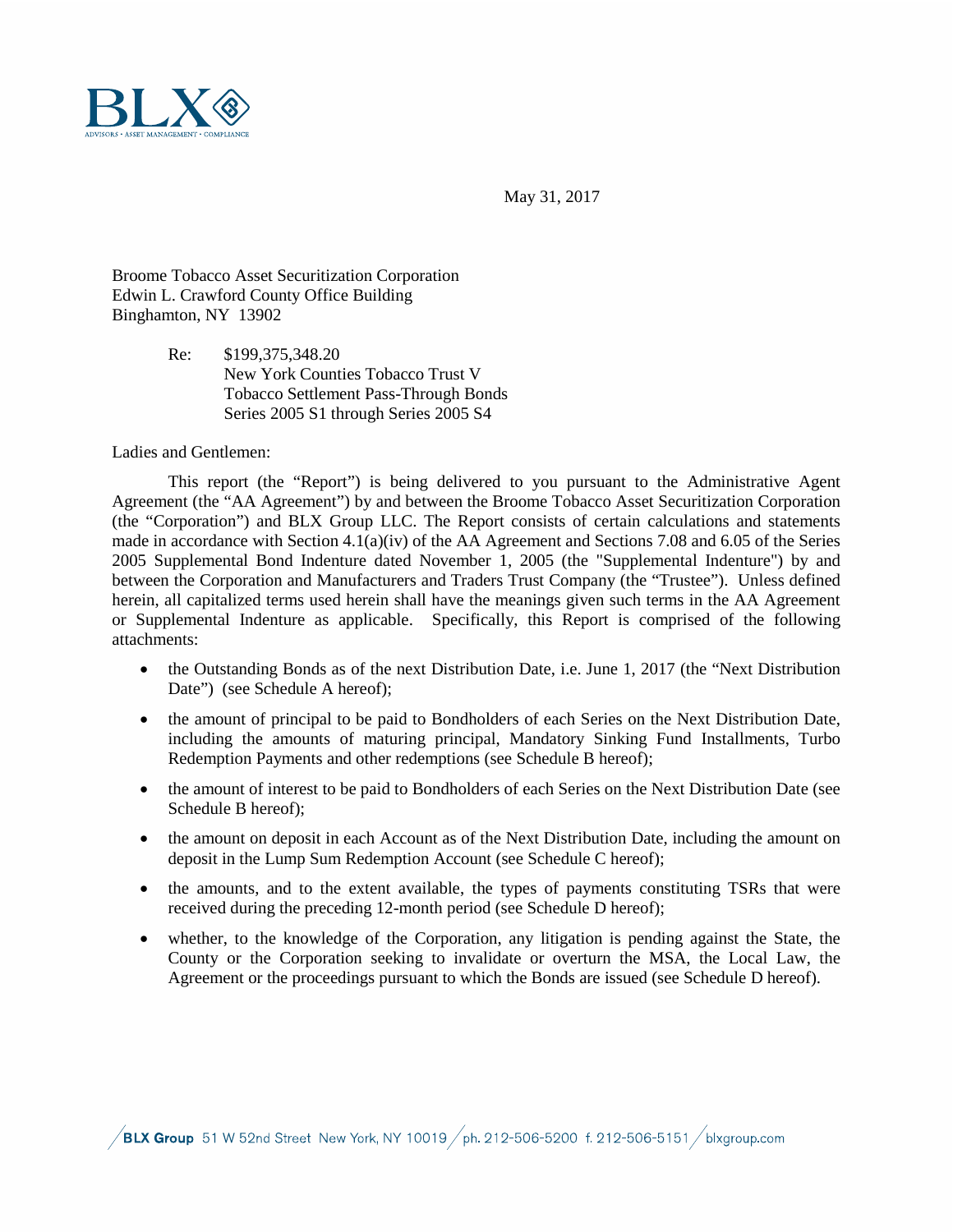May 31, 2017

Broome Tobacco Asset Securitization Corporation
Edwin L. Crawford County Office Building
Binghamton, NY 13902

Re: $199,375,348.20
New York Counties Tobacco Trust V
Tobacco Settlement Pass-Through Bonds
Series 2005 S1 through Series 2005 S4

Ladies and Gentlemen:

This report (the "Report") is being delivered to you pursuant to the Administrative Agent Agreement (the "AA Agreement") by and between the Broome Tobacco Asset Securitization Corporation (the "Corporation") and BLX Group LLC. The Report consists of certain calculations and statements made in accordance with Section 4.1(a)(iv) of the AA Agreement and Sections 7.08 and 6.05 of the Series 2005 Supplemental Bond Indenture dated November 1, 2005 (the "Supplemental Indenture") by and between the Corporation and Manufacturers and Traders Trust Company (the "Trustee"). Unless defined herein, all capitalized terms used herein shall have the meanings given such terms in the AA Agreement or Supplemental Indenture as applicable. Specifically, this Report is comprised of the following attachments:

- the Outstanding Bonds as of the next Distribution Date, i.e. June 1, 2017 (the "Next Distribution Date") (see Schedule A hereof);
- the amount of principal to be paid to Bondholders of each Series on the Next Distribution Date, including the amounts of maturing principal, Mandatory Sinking Fund Installments, Turbo Redemption Payments and other redemptions (see Schedule B hereof);
- the amount of interest to be paid to Bondholders of each Series on the Next Distribution Date (see Schedule B hereof);
- the amount on deposit in each Account as of the Next Distribution Date, including the amount on deposit in the Lump Sum Redemption Account (see Schedule C hereof);
- the amounts, and to the extent available, the types of payments constituting TSRs that were received during the preceding 12-month period (see Schedule D hereof);
- whether, to the knowledge of the Corporation, any litigation is pending against the State, the County or the Corporation seeking to invalidate or overturn the MSA, the Local Law, the Agreement or the proceedings pursuant to which the Bonds are issued (see Schedule D hereof).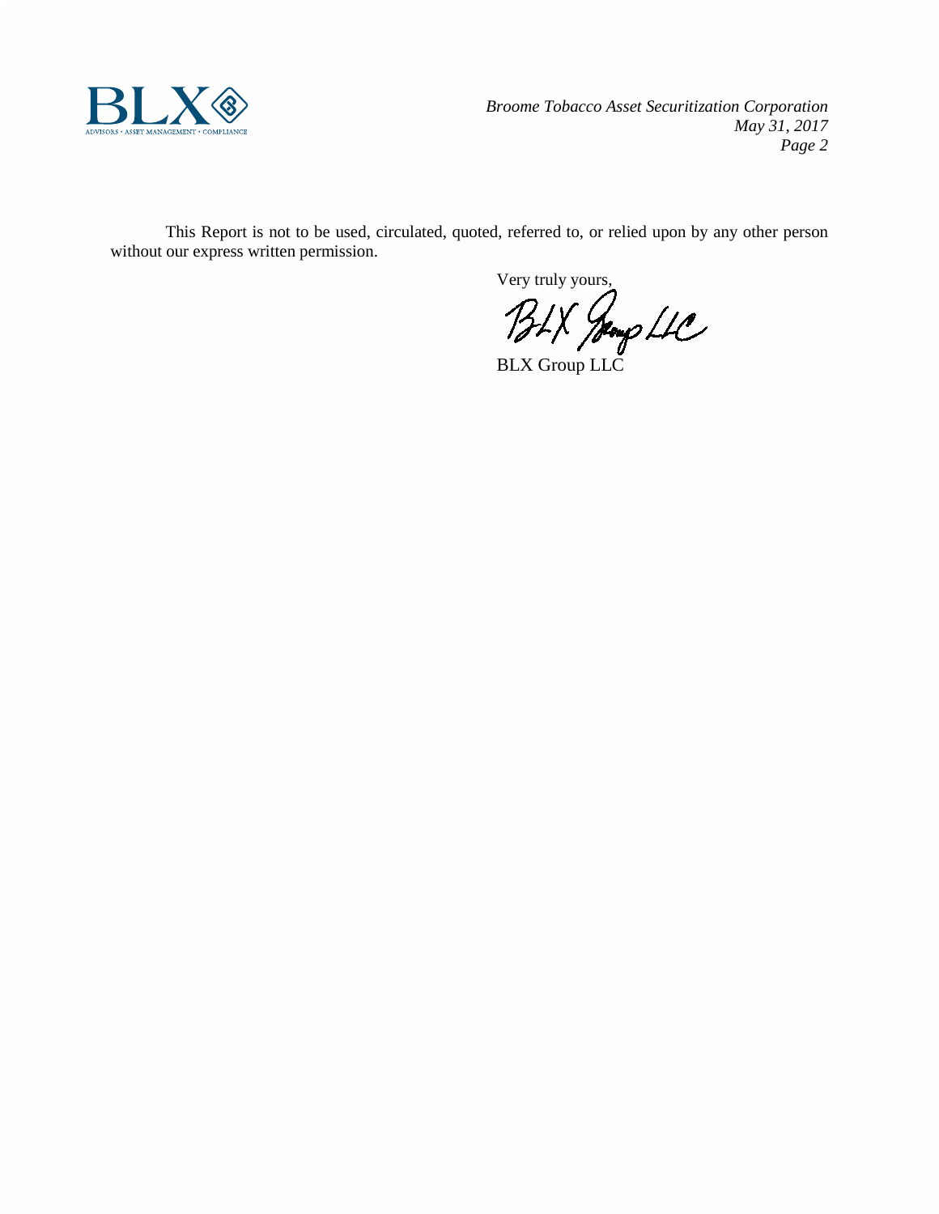This Report is not to be used, circulated, quoted, referred to, or relied upon by any other person without our express written permission.

Very truly yours,

BLX Group LLC

BLX Group LLC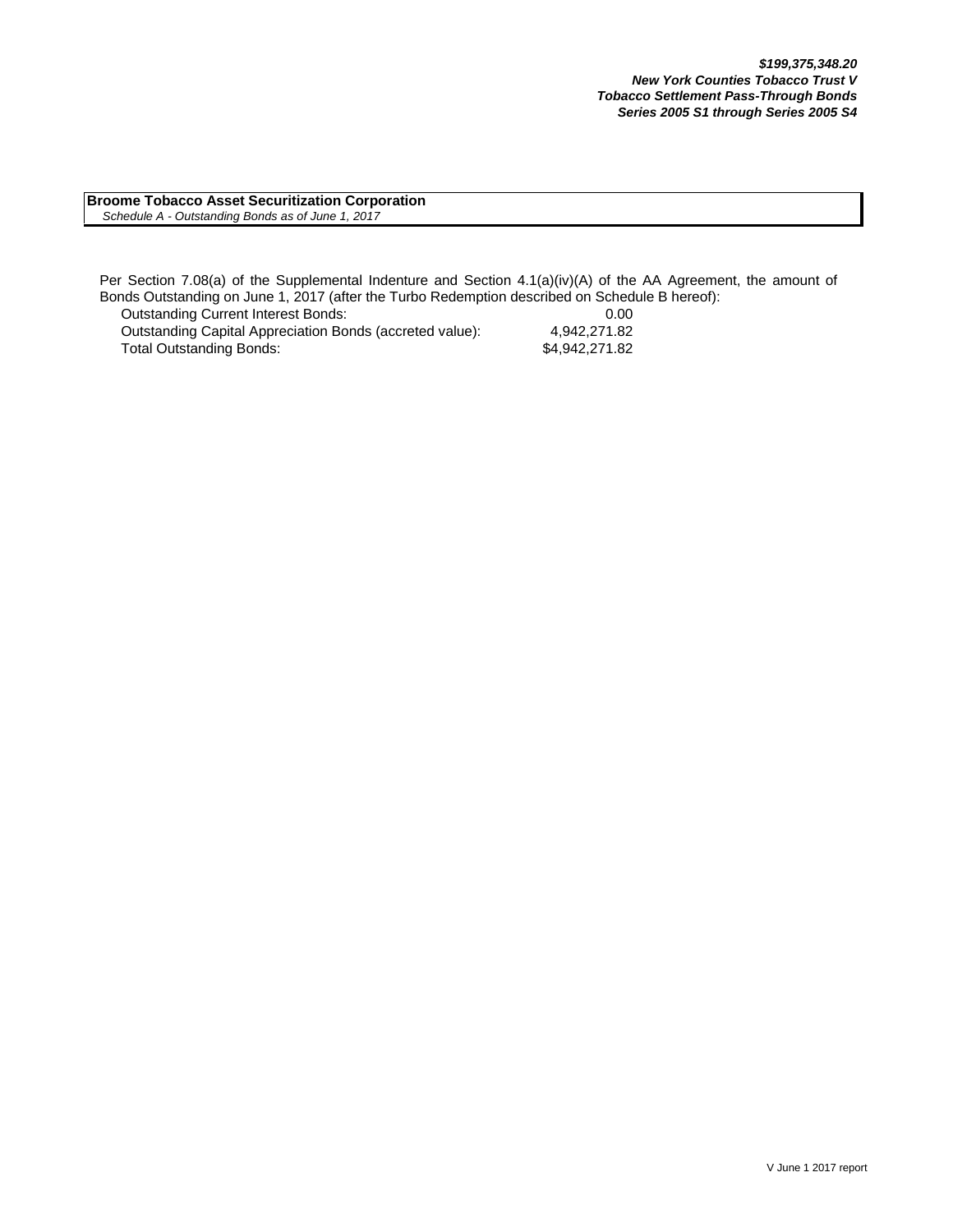***$199,375,348.20***
***New York Counties Tobacco Trust V***
***Tobacco Settlement Pass-Through Bonds***
***Series 2005 S1 through Series 2005 S4***

**Broome Tobacco Asset Securitization Corporation**
*Schedule A - Outstanding Bonds as of June 1, 2017*

Per Section 7.08(a) of the Supplemental Indenture and Section 4.1(a)(iv)(A) of the AA Agreement, the amount of Bonds Outstanding on June 1, 2017 (after the Turbo Redemption described on Schedule B hereof):

| | |
|---|---|
| Outstanding Current Interest Bonds: | 0.00 |
| Outstanding Capital Appreciation Bonds (accreted value): | 4,942,271.82 |
| Total Outstanding Bonds: | $4,942,271.82 |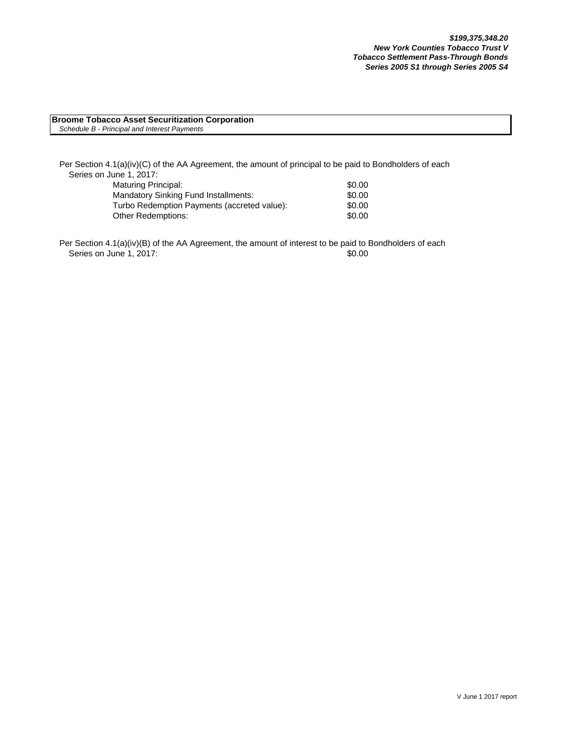***$199,375,348.20***
***New York Counties Tobacco Trust V***
***Tobacco Settlement Pass-Through Bonds***
***Series 2005 S1 through Series 2005 S4***

**Broome Tobacco Asset Securitization Corporation**
*Schedule B - Principal and Interest Payments*

Per Section 4.1(a)(iv)(C) of the AA Agreement, the amount of principal to be paid to Bondholders of each Series on June 1, 2017:

| | |
|---|---|
| Maturing Principal: | $0.00 |
| Mandatory Sinking Fund Installments: | $0.00 |
| Turbo Redemption Payments (accreted value): | $0.00 |
| Other Redemptions: | $0.00 |

Per Section 4.1(a)(iv)(B) of the AA Agreement, the amount of interest to be paid to Bondholders of each Series on June 1, 2017: $0.00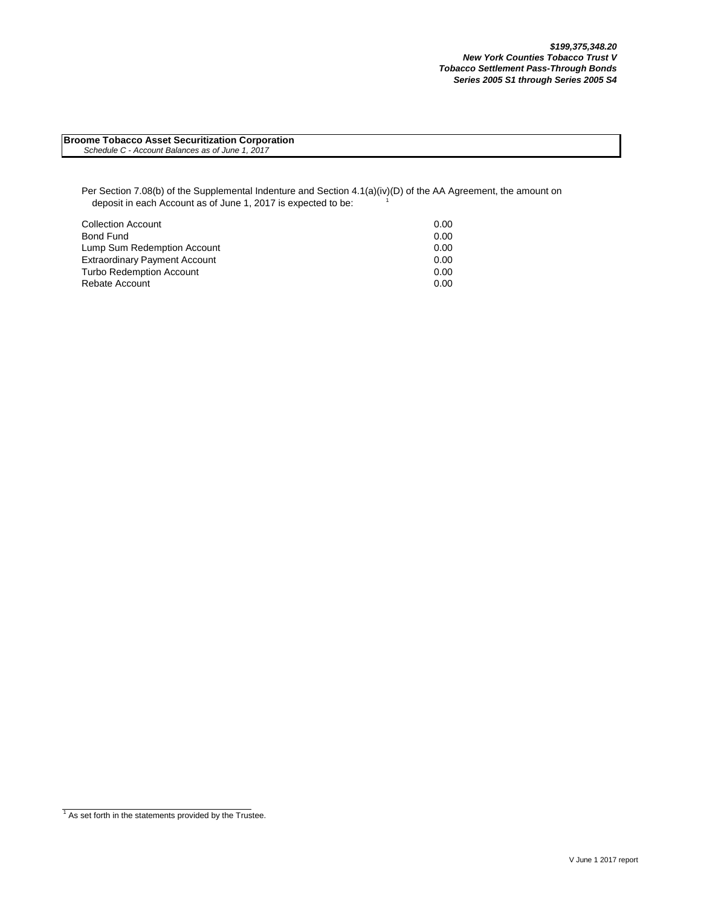***$199,375,348.20***
***New York Counties Tobacco Trust V***
***Tobacco Settlement Pass-Through Bonds***
***Series 2005 S1 through Series 2005 S4***

**Broome Tobacco Asset Securitization Corporation**
*Schedule C - Account Balances as of June 1, 2017*

Per Section 7.08(b) of the Supplemental Indenture and Section 4.1(a)(iv)(D) of the AA Agreement, the amount on deposit in each Account as of June 1, 2017 is expected to be: [1]

| Account | Amount |
|---|---|
| Collection Account | 0.00 |
| Bond Fund | 0.00 |
| Lump Sum Redemption Account | 0.00 |
| Extraordinary Payment Account | 0.00 |
| Turbo Redemption Account | 0.00 |
| Rebate Account | 0.00 |

[1] As set forth in the statements provided by the Trustee.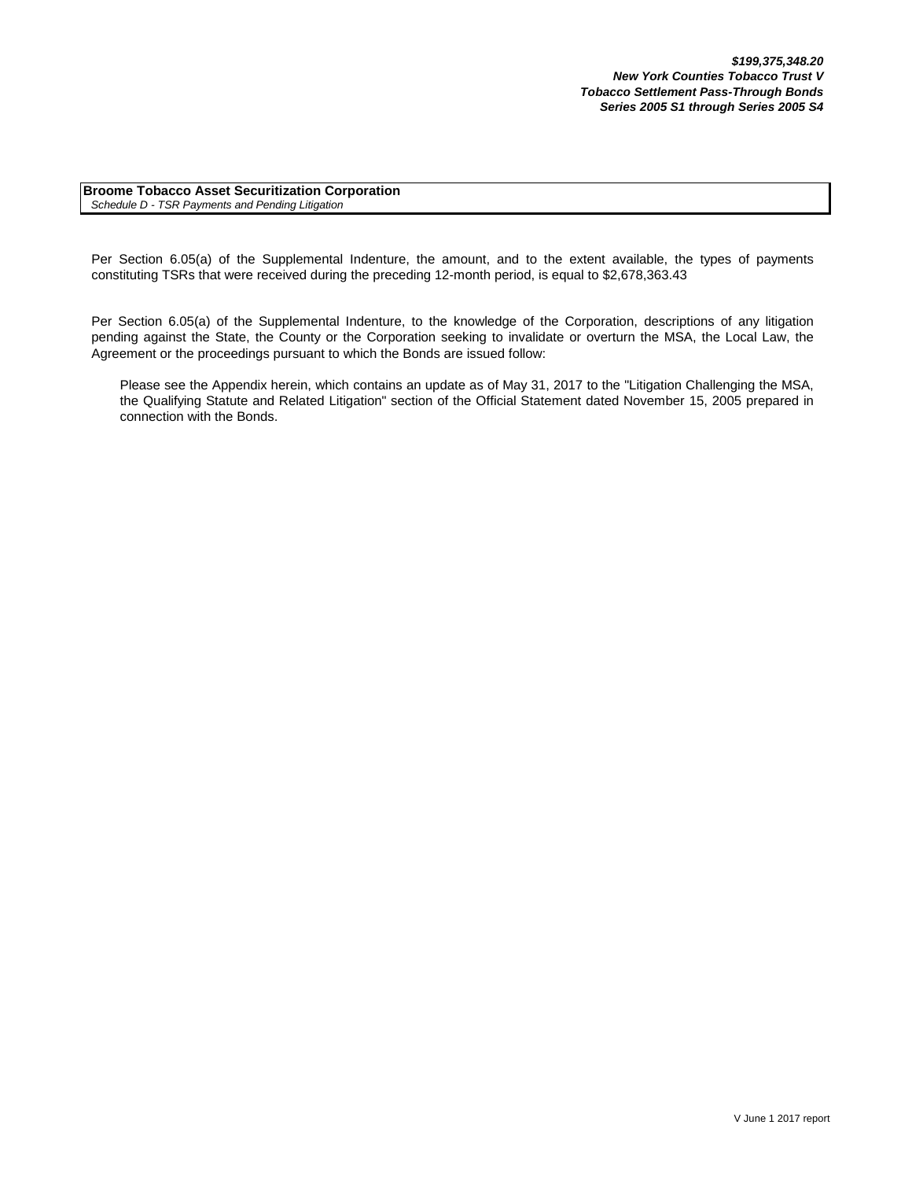***$199,375,348.20***
***New York Counties Tobacco Trust V***
***Tobacco Settlement Pass-Through Bonds***
***Series 2005 S1 through Series 2005 S4***

**Broome Tobacco Asset Securitization Corporation**
*Schedule D - TSR Payments and Pending Litigation*

Per Section 6.05(a) of the Supplemental Indenture, the amount, and to the extent available, the types of payments constituting TSRs that were received during the preceding 12-month period, is equal to $2,678,363.43

Per Section 6.05(a) of the Supplemental Indenture, to the knowledge of the Corporation, descriptions of any litigation pending against the State, the County or the Corporation seeking to invalidate or overturn the MSA, the Local Law, the Agreement or the proceedings pursuant to which the Bonds are issued follow:

> Please see the Appendix herein, which contains an update as of May 31, 2017 to the "Litigation Challenging the MSA, the Qualifying Statute and Related Litigation" section of the Official Statement dated November 15, 2005 prepared in connection with the Bonds.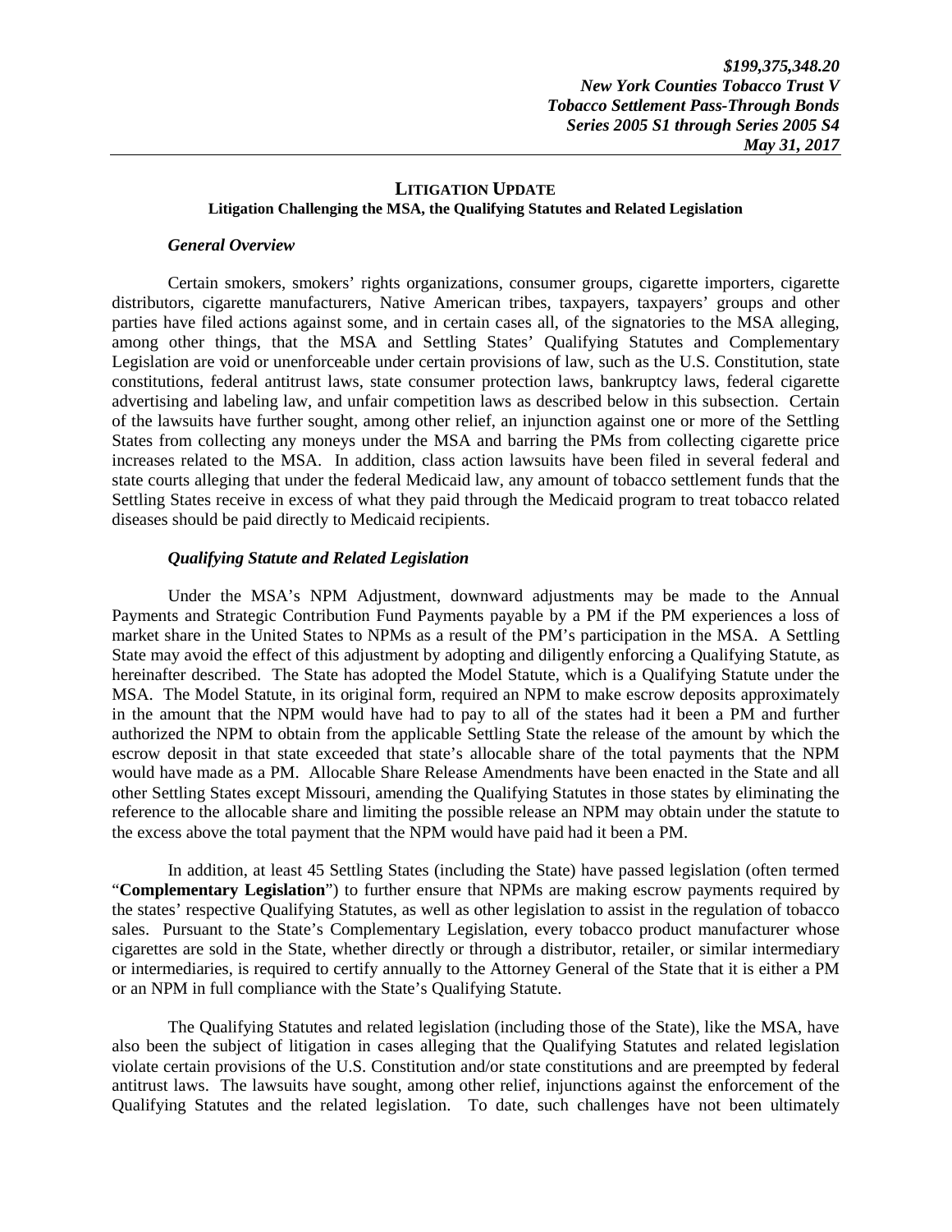**LITIGATION UPDATE**

**Litigation Challenging the MSA, the Qualifying Statutes and Related Legislation**

***General Overview***

Certain smokers, smokers' rights organizations, consumer groups, cigarette importers, cigarette distributors, cigarette manufacturers, Native American tribes, taxpayers, taxpayers' groups and other parties have filed actions against some, and in certain cases all, of the signatories to the MSA alleging, among other things, that the MSA and Settling States' Qualifying Statutes and Complementary Legislation are void or unenforceable under certain provisions of law, such as the U.S. Constitution, state constitutions, federal antitrust laws, state consumer protection laws, bankruptcy laws, federal cigarette advertising and labeling law, and unfair competition laws as described below in this subsection. Certain of the lawsuits have further sought, among other relief, an injunction against one or more of the Settling States from collecting any moneys under the MSA and barring the PMs from collecting cigarette price increases related to the MSA. In addition, class action lawsuits have been filed in several federal and state courts alleging that under the federal Medicaid law, any amount of tobacco settlement funds that the Settling States receive in excess of what they paid through the Medicaid program to treat tobacco related diseases should be paid directly to Medicaid recipients.

***Qualifying Statute and Related Legislation***

Under the MSA's NPM Adjustment, downward adjustments may be made to the Annual Payments and Strategic Contribution Fund Payments payable by a PM if the PM experiences a loss of market share in the United States to NPMs as a result of the PM's participation in the MSA. A Settling State may avoid the effect of this adjustment by adopting and diligently enforcing a Qualifying Statute, as hereinafter described. The State has adopted the Model Statute, which is a Qualifying Statute under the MSA. The Model Statute, in its original form, required an NPM to make escrow deposits approximately in the amount that the NPM would have had to pay to all of the states had it been a PM and further authorized the NPM to obtain from the applicable Settling State the release of the amount by which the escrow deposit in that state exceeded that state's allocable share of the total payments that the NPM would have made as a PM. Allocable Share Release Amendments have been enacted in the State and all other Settling States except Missouri, amending the Qualifying Statutes in those states by eliminating the reference to the allocable share and limiting the possible release an NPM may obtain under the statute to the excess above the total payment that the NPM would have paid had it been a PM.

In addition, at least 45 Settling States (including the State) have passed legislation (often termed "**Complementary Legislation**") to further ensure that NPMs are making escrow payments required by the states' respective Qualifying Statutes, as well as other legislation to assist in the regulation of tobacco sales. Pursuant to the State's Complementary Legislation, every tobacco product manufacturer whose cigarettes are sold in the State, whether directly or through a distributor, retailer, or similar intermediary or intermediaries, is required to certify annually to the Attorney General of the State that it is either a PM or an NPM in full compliance with the State's Qualifying Statute.

The Qualifying Statutes and related legislation (including those of the State), like the MSA, have also been the subject of litigation in cases alleging that the Qualifying Statutes and related legislation violate certain provisions of the U.S. Constitution and/or state constitutions and are preempted by federal antitrust laws. The lawsuits have sought, among other relief, injunctions against the enforcement of the Qualifying Statutes and the related legislation. To date, such challenges have not been ultimately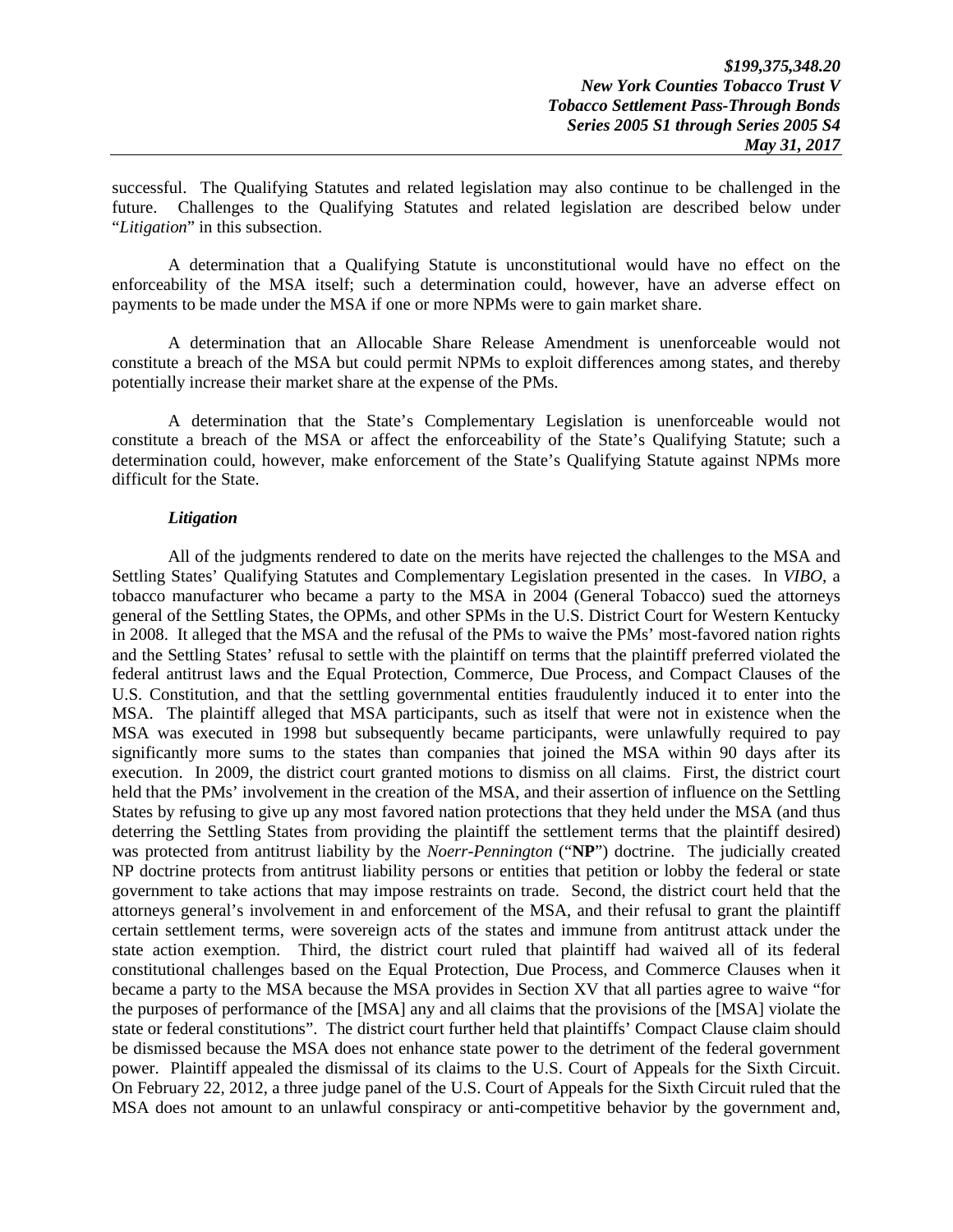successful. The Qualifying Statutes and related legislation may also continue to be challenged in the future. Challenges to the Qualifying Statutes and related legislation are described below under "*Litigation*" in this subsection.

A determination that a Qualifying Statute is unconstitutional would have no effect on the enforceability of the MSA itself; such a determination could, however, have an adverse effect on payments to be made under the MSA if one or more NPMs were to gain market share.

A determination that an Allocable Share Release Amendment is unenforceable would not constitute a breach of the MSA but could permit NPMs to exploit differences among states, and thereby potentially increase their market share at the expense of the PMs.

A determination that the State's Complementary Legislation is unenforceable would not constitute a breach of the MSA or affect the enforceability of the State's Qualifying Statute; such a determination could, however, make enforcement of the State's Qualifying Statute against NPMs more difficult for the State.

***Litigation***

All of the judgments rendered to date on the merits have rejected the challenges to the MSA and Settling States' Qualifying Statutes and Complementary Legislation presented in the cases. In *VIBO*, a tobacco manufacturer who became a party to the MSA in 2004 (General Tobacco) sued the attorneys general of the Settling States, the OPMs, and other SPMs in the U.S. District Court for Western Kentucky in 2008. It alleged that the MSA and the refusal of the PMs to waive the PMs' most-favored nation rights and the Settling States' refusal to settle with the plaintiff on terms that the plaintiff preferred violated the federal antitrust laws and the Equal Protection, Commerce, Due Process, and Compact Clauses of the U.S. Constitution, and that the settling governmental entities fraudulently induced it to enter into the MSA. The plaintiff alleged that MSA participants, such as itself that were not in existence when the MSA was executed in 1998 but subsequently became participants, were unlawfully required to pay significantly more sums to the states than companies that joined the MSA within 90 days after its execution. In 2009, the district court granted motions to dismiss on all claims. First, the district court held that the PMs' involvement in the creation of the MSA, and their assertion of influence on the Settling States by refusing to give up any most favored nation protections that they held under the MSA (and thus deterring the Settling States from providing the plaintiff the settlement terms that the plaintiff desired) was protected from antitrust liability by the *Noerr-Pennington* ("**NP**") doctrine. The judicially created NP doctrine protects from antitrust liability persons or entities that petition or lobby the federal or state government to take actions that may impose restraints on trade. Second, the district court held that the attorneys general's involvement in and enforcement of the MSA, and their refusal to grant the plaintiff certain settlement terms, were sovereign acts of the states and immune from antitrust attack under the state action exemption. Third, the district court ruled that plaintiff had waived all of its federal constitutional challenges based on the Equal Protection, Due Process, and Commerce Clauses when it became a party to the MSA because the MSA provides in Section XV that all parties agree to waive "for the purposes of performance of the [MSA] any and all claims that the provisions of the [MSA] violate the state or federal constitutions". The district court further held that plaintiffs' Compact Clause claim should be dismissed because the MSA does not enhance state power to the detriment of the federal government power. Plaintiff appealed the dismissal of its claims to the U.S. Court of Appeals for the Sixth Circuit. On February 22, 2012, a three judge panel of the U.S. Court of Appeals for the Sixth Circuit ruled that the MSA does not amount to an unlawful conspiracy or anti-competitive behavior by the government and,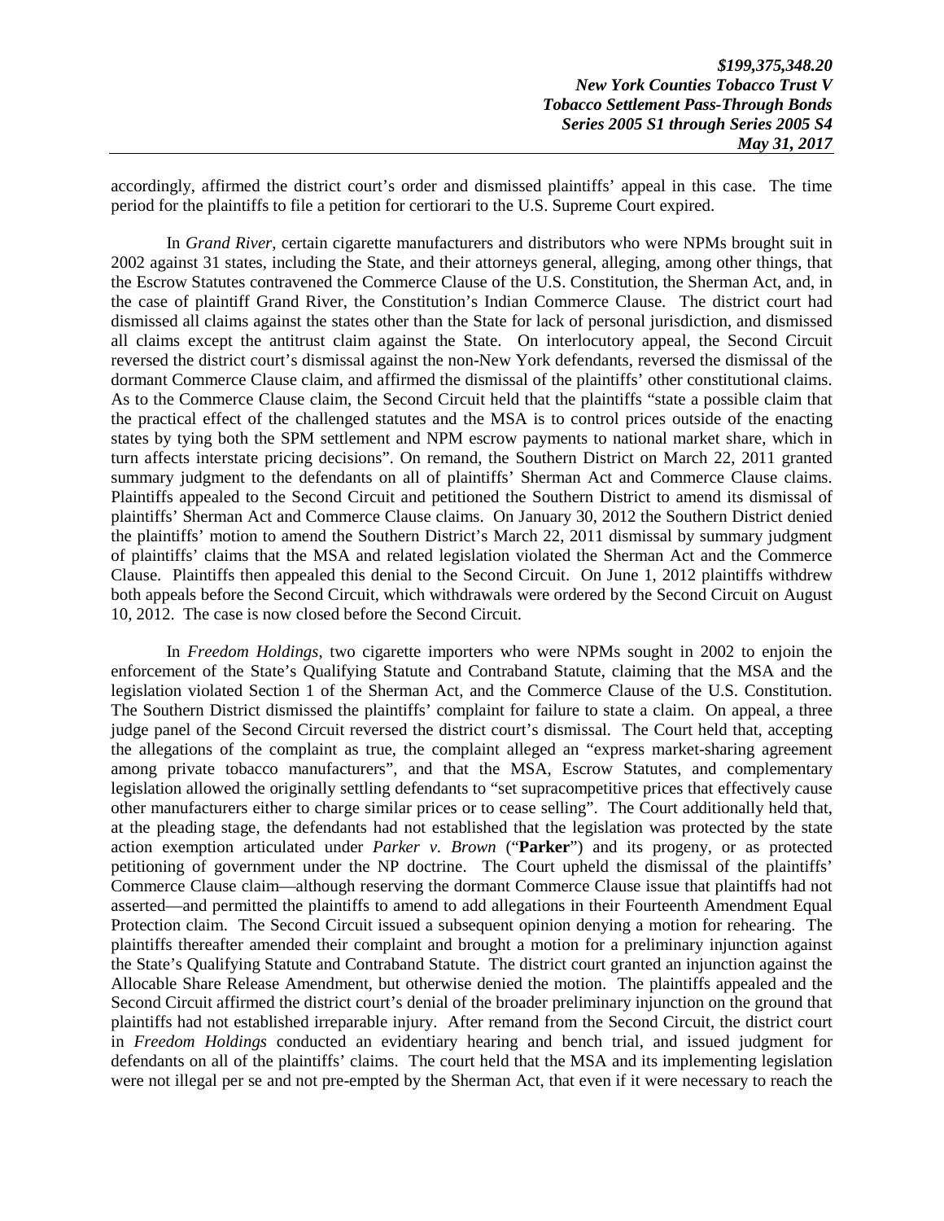accordingly, affirmed the district court's order and dismissed plaintiffs' appeal in this case. The time period for the plaintiffs to file a petition for certiorari to the U.S. Supreme Court expired.

In *Grand River*, certain cigarette manufacturers and distributors who were NPMs brought suit in 2002 against 31 states, including the State, and their attorneys general, alleging, among other things, that the Escrow Statutes contravened the Commerce Clause of the U.S. Constitution, the Sherman Act, and, in the case of plaintiff Grand River, the Constitution's Indian Commerce Clause. The district court had dismissed all claims against the states other than the State for lack of personal jurisdiction, and dismissed all claims except the antitrust claim against the State. On interlocutory appeal, the Second Circuit reversed the district court's dismissal against the non-New York defendants, reversed the dismissal of the dormant Commerce Clause claim, and affirmed the dismissal of the plaintiffs' other constitutional claims. As to the Commerce Clause claim, the Second Circuit held that the plaintiffs "state a possible claim that the practical effect of the challenged statutes and the MSA is to control prices outside of the enacting states by tying both the SPM settlement and NPM escrow payments to national market share, which in turn affects interstate pricing decisions". On remand, the Southern District on March 22, 2011 granted summary judgment to the defendants on all of plaintiffs' Sherman Act and Commerce Clause claims. Plaintiffs appealed to the Second Circuit and petitioned the Southern District to amend its dismissal of plaintiffs' Sherman Act and Commerce Clause claims. On January 30, 2012 the Southern District denied the plaintiffs' motion to amend the Southern District's March 22, 2011 dismissal by summary judgment of plaintiffs' claims that the MSA and related legislation violated the Sherman Act and the Commerce Clause. Plaintiffs then appealed this denial to the Second Circuit. On June 1, 2012 plaintiffs withdrew both appeals before the Second Circuit, which withdrawals were ordered by the Second Circuit on August 10, 2012. The case is now closed before the Second Circuit.

In *Freedom Holdings*, two cigarette importers who were NPMs sought in 2002 to enjoin the enforcement of the State's Qualifying Statute and Contraband Statute, claiming that the MSA and the legislation violated Section 1 of the Sherman Act, and the Commerce Clause of the U.S. Constitution. The Southern District dismissed the plaintiffs' complaint for failure to state a claim. On appeal, a three judge panel of the Second Circuit reversed the district court's dismissal. The Court held that, accepting the allegations of the complaint as true, the complaint alleged an "express market-sharing agreement among private tobacco manufacturers", and that the MSA, Escrow Statutes, and complementary legislation allowed the originally settling defendants to "set supracompetitive prices that effectively cause other manufacturers either to charge similar prices or to cease selling". The Court additionally held that, at the pleading stage, the defendants had not established that the legislation was protected by the state action exemption articulated under *Parker v. Brown* ("**Parker**") and its progeny, or as protected petitioning of government under the NP doctrine. The Court upheld the dismissal of the plaintiffs' Commerce Clause claim—although reserving the dormant Commerce Clause issue that plaintiffs had not asserted—and permitted the plaintiffs to amend to add allegations in their Fourteenth Amendment Equal Protection claim. The Second Circuit issued a subsequent opinion denying a motion for rehearing. The plaintiffs thereafter amended their complaint and brought a motion for a preliminary injunction against the State's Qualifying Statute and Contraband Statute. The district court granted an injunction against the Allocable Share Release Amendment, but otherwise denied the motion. The plaintiffs appealed and the Second Circuit affirmed the district court's denial of the broader preliminary injunction on the ground that plaintiffs had not established irreparable injury. After remand from the Second Circuit, the district court in *Freedom Holdings* conducted an evidentiary hearing and bench trial, and issued judgment for defendants on all of the plaintiffs' claims. The court held that the MSA and its implementing legislation were not illegal per se and not pre-empted by the Sherman Act, that even if it were necessary to reach the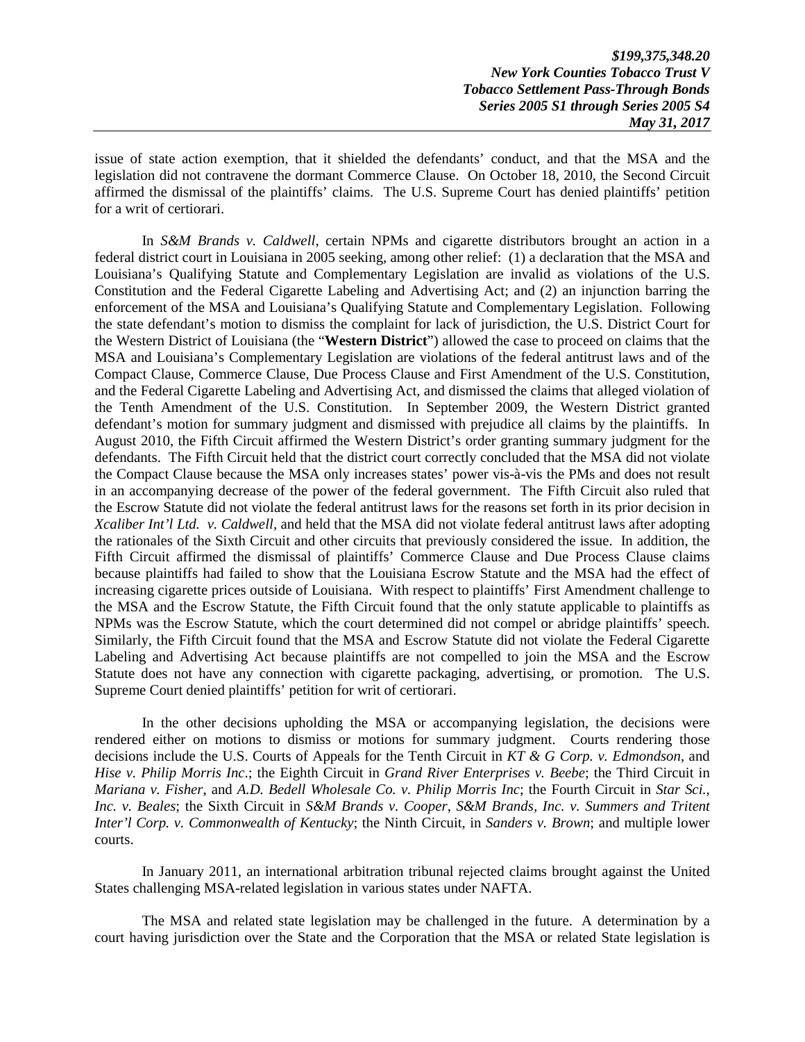issue of state action exemption, that it shielded the defendants' conduct, and that the MSA and the legislation did not contravene the dormant Commerce Clause. On October 18, 2010, the Second Circuit affirmed the dismissal of the plaintiffs' claims. The U.S. Supreme Court has denied plaintiffs' petition for a writ of certiorari.

In *S&M Brands v. Caldwell*, certain NPMs and cigarette distributors brought an action in a federal district court in Louisiana in 2005 seeking, among other relief: (1) a declaration that the MSA and Louisiana's Qualifying Statute and Complementary Legislation are invalid as violations of the U.S. Constitution and the Federal Cigarette Labeling and Advertising Act; and (2) an injunction barring the enforcement of the MSA and Louisiana's Qualifying Statute and Complementary Legislation. Following the state defendant's motion to dismiss the complaint for lack of jurisdiction, the U.S. District Court for the Western District of Louisiana (the "**Western District**") allowed the case to proceed on claims that the MSA and Louisiana's Complementary Legislation are violations of the federal antitrust laws and of the Compact Clause, Commerce Clause, Due Process Clause and First Amendment of the U.S. Constitution, and the Federal Cigarette Labeling and Advertising Act, and dismissed the claims that alleged violation of the Tenth Amendment of the U.S. Constitution. In September 2009, the Western District granted defendant's motion for summary judgment and dismissed with prejudice all claims by the plaintiffs. In August 2010, the Fifth Circuit affirmed the Western District's order granting summary judgment for the defendants. The Fifth Circuit held that the district court correctly concluded that the MSA did not violate the Compact Clause because the MSA only increases states' power vis-à-vis the PMs and does not result in an accompanying decrease of the power of the federal government. The Fifth Circuit also ruled that the Escrow Statute did not violate the federal antitrust laws for the reasons set forth in its prior decision in *Xcaliber Int'l Ltd. v. Caldwell*, and held that the MSA did not violate federal antitrust laws after adopting the rationales of the Sixth Circuit and other circuits that previously considered the issue. In addition, the Fifth Circuit affirmed the dismissal of plaintiffs' Commerce Clause and Due Process Clause claims because plaintiffs had failed to show that the Louisiana Escrow Statute and the MSA had the effect of increasing cigarette prices outside of Louisiana. With respect to plaintiffs' First Amendment challenge to the MSA and the Escrow Statute, the Fifth Circuit found that the only statute applicable to plaintiffs as NPMs was the Escrow Statute, which the court determined did not compel or abridge plaintiffs' speech. Similarly, the Fifth Circuit found that the MSA and Escrow Statute did not violate the Federal Cigarette Labeling and Advertising Act because plaintiffs are not compelled to join the MSA and the Escrow Statute does not have any connection with cigarette packaging, advertising, or promotion. The U.S. Supreme Court denied plaintiffs' petition for writ of certiorari.

In the other decisions upholding the MSA or accompanying legislation, the decisions were rendered either on motions to dismiss or motions for summary judgment. Courts rendering those decisions include the U.S. Courts of Appeals for the Tenth Circuit in *KT & G Corp. v. Edmondson*, and *Hise v. Philip Morris Inc.*; the Eighth Circuit in *Grand River Enterprises v. Beebe*; the Third Circuit in *Mariana v. Fisher*, and *A.D. Bedell Wholesale Co. v. Philip Morris Inc*; the Fourth Circuit in *Star Sci., Inc. v. Beales*; the Sixth Circuit in *S&M Brands v. Cooper*, *S&M Brands, Inc. v. Summers and Tritent Inter'l Corp. v. Commonwealth of Kentucky*; the Ninth Circuit, in *Sanders v. Brown*; and multiple lower courts.

In January 2011, an international arbitration tribunal rejected claims brought against the United States challenging MSA-related legislation in various states under NAFTA.

The MSA and related state legislation may be challenged in the future. A determination by a court having jurisdiction over the State and the Corporation that the MSA or related State legislation is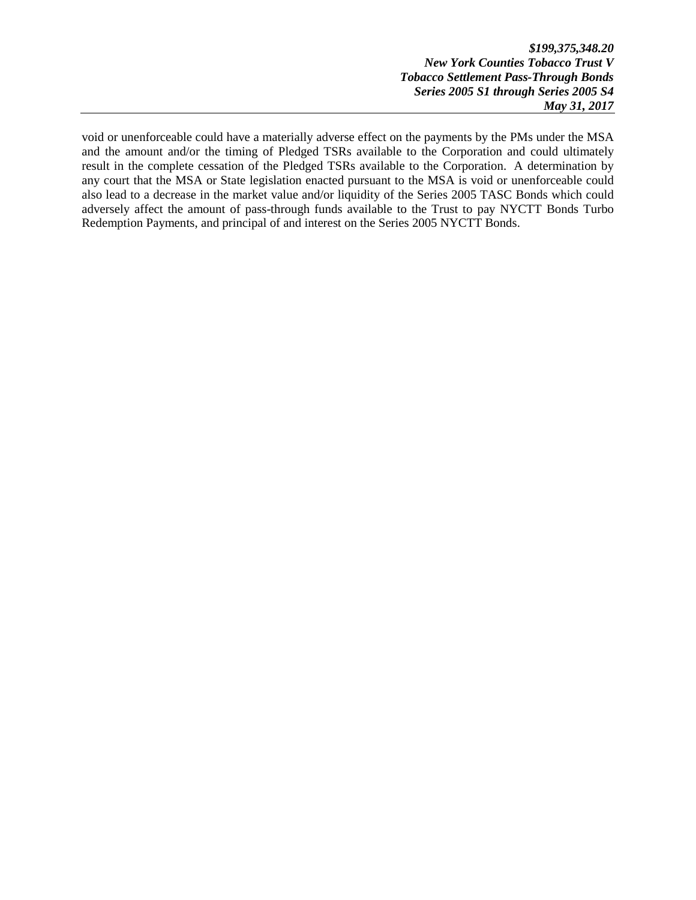void or unenforceable could have a materially adverse effect on the payments by the PMs under the MSA and the amount and/or the timing of Pledged TSRs available to the Corporation and could ultimately result in the complete cessation of the Pledged TSRs available to the Corporation. A determination by any court that the MSA or State legislation enacted pursuant to the MSA is void or unenforceable could also lead to a decrease in the market value and/or liquidity of the Series 2005 TASC Bonds which could adversely affect the amount of pass-through funds available to the Trust to pay NYCTT Bonds Turbo Redemption Payments, and principal of and interest on the Series 2005 NYCTT Bonds.